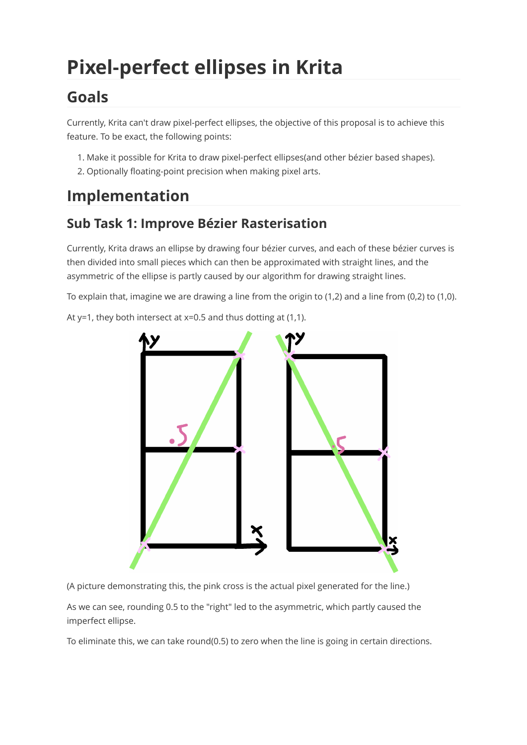# Pixel-perfect ellipses in Krita

## Goals

Currently, Krita can't draw pixel-perfect ellipses, the objective of this proposal is to achieve this feature. To be exact, the following points:

1. Make it possible for Krita to draw pixel-perfect ellipses(and other bézier based shapes).
2. Optionally floating-point precision when making pixel arts.

## Implementation

### Sub Task 1: Improve Bézier Rasterisation

Currently, Krita draws an ellipse by drawing four bézier curves, and each of these bézier curves is then divided into small pieces which can then be approximated with straight lines, and the asymmetric of the ellipse is partly caused by our algorithm for drawing straight lines.

To explain that, imagine we are drawing a line from the origin to (1,2) and a line from (0,2) to (1,0).

At y=1, they both intersect at x=0.5 and thus dotting at (1,1).

(A picture demonstrating this, the pink cross is the actual pixel generated for the line.)

As we can see, rounding 0.5 to the "right" led to the asymmetric, which partly caused the imperfect ellipse.

To eliminate this, we can take round(0.5) to zero when the line is going in certain directions.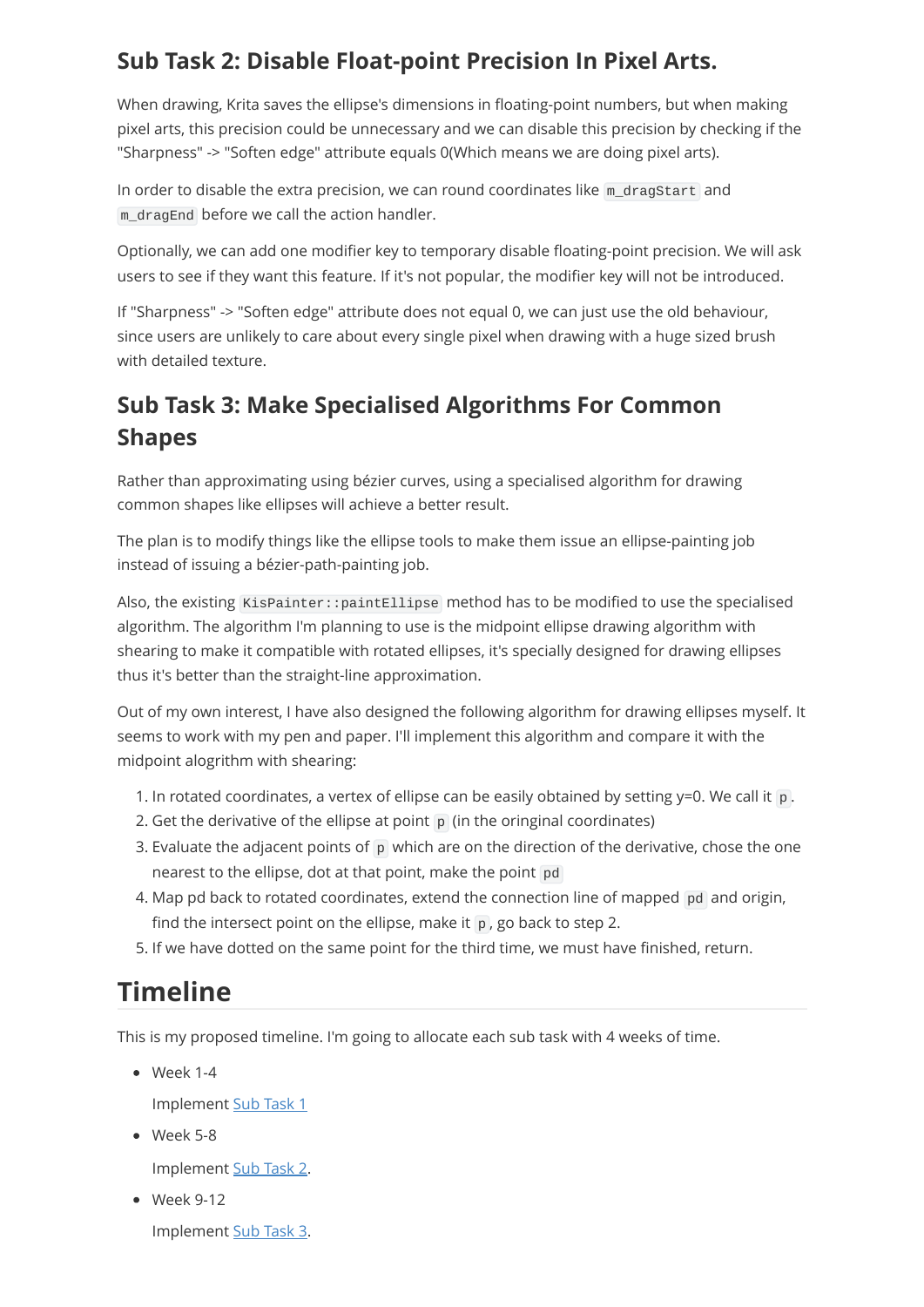## Sub Task 2: Disable Float-point Precision In Pixel Arts.

When drawing, Krita saves the ellipse's dimensions in floating-point numbers, but when making pixel arts, this precision could be unnecessary and we can disable this precision by checking if the "Sharpness" -> "Soften edge" attribute equals 0(Which means we are doing pixel arts).

In order to disable the extra precision, we can round coordinates like `m_dragStart` and `m_dragEnd` before we call the action handler.

Optionally, we can add one modifier key to temporary disable floating-point precision. We will ask users to see if they want this feature. If it's not popular, the modifier key will not be introduced.

If "Sharpness" -> "Soften edge" attribute does not equal 0, we can just use the old behaviour, since users are unlikely to care about every single pixel when drawing with a huge sized brush with detailed texture.

## Sub Task 3: Make Specialised Algorithms For Common Shapes

Rather than approximating using bézier curves, using a specialised algorithm for drawing common shapes like ellipses will achieve a better result.

The plan is to modify things like the ellipse tools to make them issue an ellipse-painting job instead of issuing a bézier-path-painting job.

Also, the existing `KisPainter::paintEllipse` method has to be modified to use the specialised algorithm. The algorithm I'm planning to use is the midpoint ellipse drawing algorithm with shearing to make it compatible with rotated ellipses, it's specially designed for drawing ellipses thus it's better than the straight-line approximation.

Out of my own interest, I have also designed the following algorithm for drawing ellipses myself. It seems to work with my pen and paper. I'll implement this algorithm and compare it with the midpoint alogrithm with shearing:

1. In rotated coordinates, a vertex of ellipse can be easily obtained by setting y=0. We call it `p`.
2. Get the derivative of the ellipse at point `p` (in the oringinal coordinates)
3. Evaluate the adjacent points of `p` which are on the direction of the derivative, chose the one nearest to the ellipse, dot at that point, make the point `pd`
4. Map pd back to rotated coordinates, extend the connection line of mapped `pd` and origin, find the intersect point on the ellipse, make it `p`, go back to step 2.
5. If we have dotted on the same point for the third time, we must have finished, return.

# Timeline

This is my proposed timeline. I'm going to allocate each sub task with 4 weeks of time.

- Week 1-4

  Implement Sub Task 1

- Week 5-8

  Implement Sub Task 2.

- Week 9-12

  Implement Sub Task 3.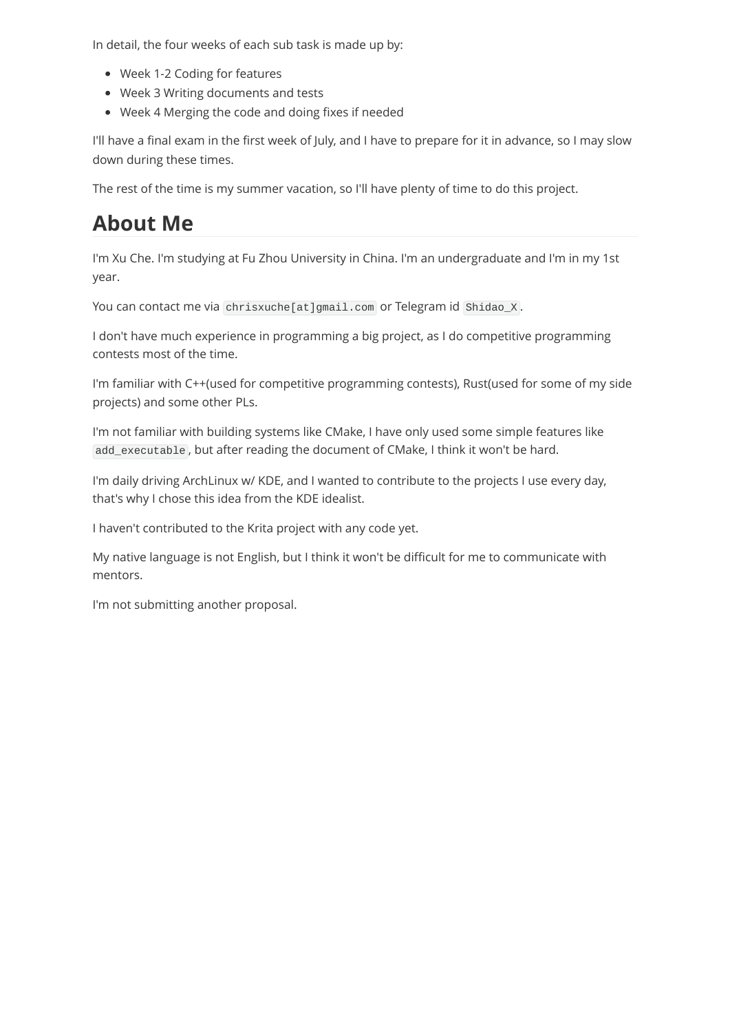In detail, the four weeks of each sub task is made up by:

- Week 1-2 Coding for features
- Week 3 Writing documents and tests
- Week 4 Merging the code and doing fixes if needed

I'll have a final exam in the first week of July, and I have to prepare for it in advance, so I may slow down during these times.

The rest of the time is my summer vacation, so I'll have plenty of time to do this project.

## About Me

I'm Xu Che. I'm studying at Fu Zhou University in China. I'm an undergraduate and I'm in my 1st year.

You can contact me via `chrisxuche[at]gmail.com` or Telegram id `Shidao_X`.

I don't have much experience in programming a big project, as I do competitive programming contests most of the time.

I'm familiar with C++(used for competitive programming contests), Rust(used for some of my side projects) and some other PLs.

I'm not familiar with building systems like CMake, I have only used some simple features like `add_executable`, but after reading the document of CMake, I think it won't be hard.

I'm daily driving ArchLinux w/ KDE, and I wanted to contribute to the projects I use every day, that's why I chose this idea from the KDE idealist.

I haven't contributed to the Krita project with any code yet.

My native language is not English, but I think it won't be difficult for me to communicate with mentors.

I'm not submitting another proposal.